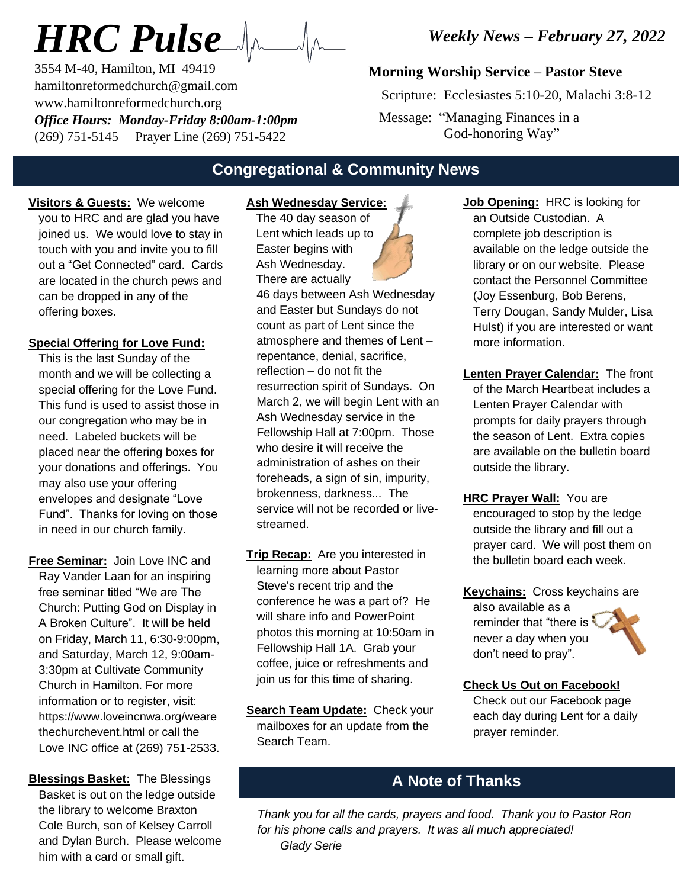# HRC Pulse

3554 M-40, Hamilton, MI 49419
hamiltonreformedchurch@gmail.com
www.hamiltonreformedchurch.org
***Office Hours: Monday-Friday 8:00am-1:00pm***
(269) 751-5145 Prayer Line (269) 751-5422

***Weekly News – February 27, 2022***

**Morning Worship Service – Pastor Steve**

Scripture: Ecclesiastes 5:10-20, Malachi 3:8-12

Message: "Managing Finances in a God-honoring Way"

## Congregational & Community News

**Visitors & Guests:** We welcome you to HRC and are glad you have joined us. We would love to stay in touch with you and invite you to fill out a "Get Connected" card. Cards are located in the church pews and can be dropped in any of the offering boxes.

**Special Offering for Love Fund:** This is the last Sunday of the month and we will be collecting a special offering for the Love Fund. This fund is used to assist those in our congregation who may be in need. Labeled buckets will be placed near the offering boxes for your donations and offerings. You may also use your offering envelopes and designate "Love Fund". Thanks for loving on those in need in our church family.

**Free Seminar:** Join Love INC and Ray Vander Laan for an inspiring free seminar titled "We are The Church: Putting God on Display in A Broken Culture". It will be held on Friday, March 11, 6:30-9:00pm, and Saturday, March 12, 9:00am-3:30pm at Cultivate Community Church in Hamilton. For more information or to register, visit: https://www.loveincnwa.org/wearethechurchevent.html or call the Love INC office at (269) 751-2533.

**Blessings Basket:** The Blessings Basket is out on the ledge outside the library to welcome Braxton Cole Burch, son of Kelsey Carroll and Dylan Burch. Please welcome him with a card or small gift.

**Ash Wednesday Service:** The 40 day season of Lent which leads up to Easter begins with Ash Wednesday. There are actually 46 days between Ash Wednesday and Easter but Sundays do not count as part of Lent since the atmosphere and themes of Lent – repentance, denial, sacrifice, reflection – do not fit the resurrection spirit of Sundays. On March 2, we will begin Lent with an Ash Wednesday service in the Fellowship Hall at 7:00pm. Those who desire it will receive the administration of ashes on their foreheads, a sign of sin, impurity, brokenness, darkness... The service will not be recorded or live-streamed.

**Trip Recap:** Are you interested in learning more about Pastor Steve's recent trip and the conference he was a part of? He will share info and PowerPoint photos this morning at 10:50am in Fellowship Hall 1A. Grab your coffee, juice or refreshments and join us for this time of sharing.

**Search Team Update:** Check your mailboxes for an update from the Search Team.

**Job Opening:** HRC is looking for an Outside Custodian. A complete job description is available on the ledge outside the library or on our website. Please contact the Personnel Committee (Joy Essenburg, Bob Berens, Terry Dougan, Sandy Mulder, Lisa Hulst) if you are interested or want more information.

**Lenten Prayer Calendar:** The front of the March Heartbeat includes a Lenten Prayer Calendar with prompts for daily prayers through the season of Lent. Extra copies are available on the bulletin board outside the library.

**HRC Prayer Wall:** You are encouraged to stop by the ledge outside the library and fill out a prayer card. We will post them on the bulletin board each week.

**Keychains:** Cross keychains are also available as a reminder that "there is never a day when you don't need to pray".

**Check Us Out on Facebook!** Check out our Facebook page each day during Lent for a daily prayer reminder.

## A Note of Thanks

*Thank you for all the cards, prayers and food. Thank you to Pastor Ron for his phone calls and prayers. It was all much appreciated!*
*Glady Serie*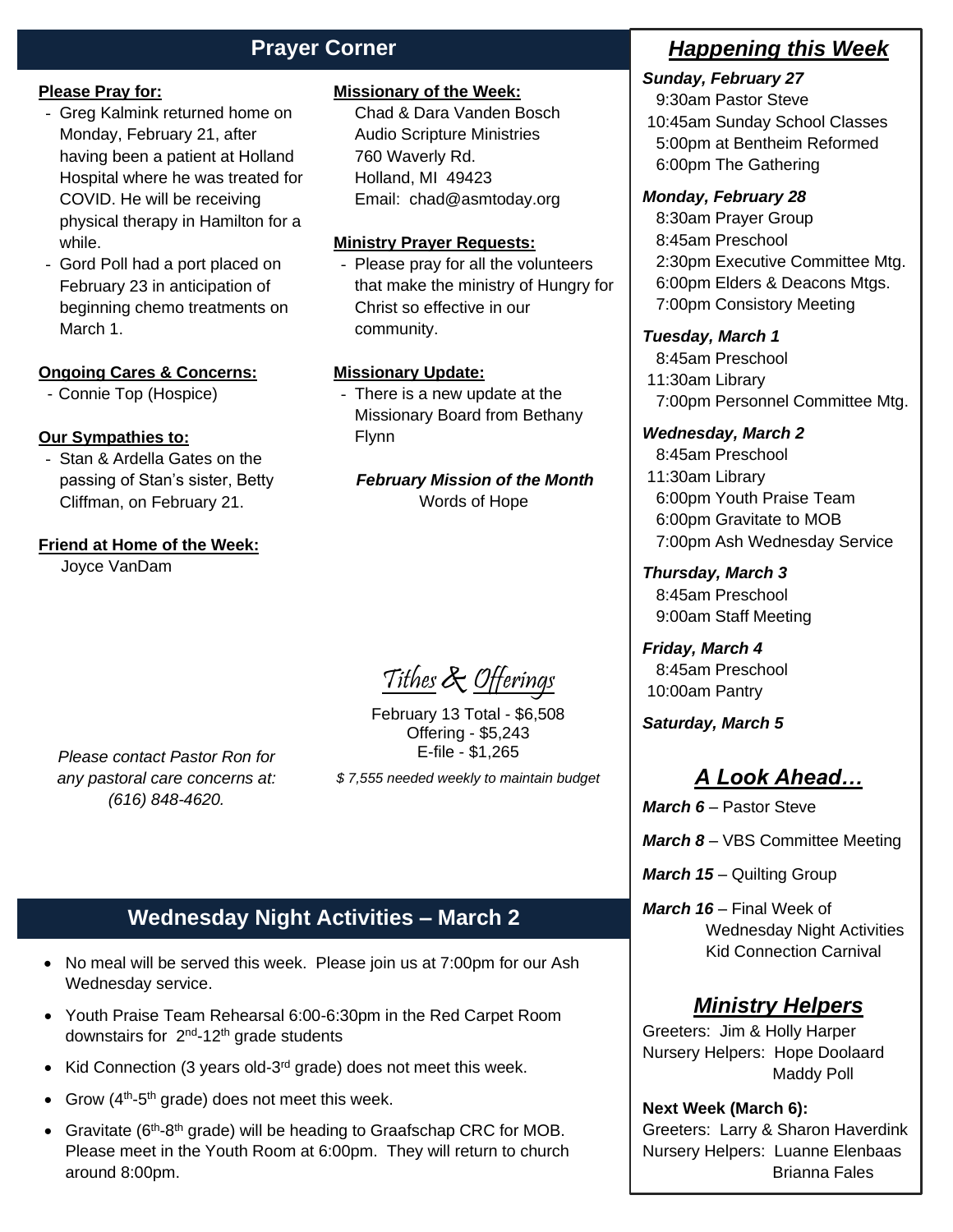## Prayer Corner

**Please Pray for:**

- Greg Kalmink returned home on Monday, February 21, after having been a patient at Holland Hospital where he was treated for COVID. He will be receiving physical therapy in Hamilton for a while.
- Gord Poll had a port placed on February 23 in anticipation of beginning chemo treatments on March 1.

**Ongoing Cares & Concerns:**

- Connie Top (Hospice)

**Our Sympathies to:**

- Stan & Ardella Gates on the passing of Stan's sister, Betty Cliffman, on February 21.

**Friend at Home of the Week:**

Joyce VanDam

**Missionary of the Week:**

Chad & Dara Vanden Bosch
Audio Scripture Ministries
760 Waverly Rd.
Holland, MI 49423
Email: chad@asmtoday.org

**Ministry Prayer Requests:**

- Please pray for all the volunteers that make the ministry of Hungry for Christ so effective in our community.

**Missionary Update:**

- There is a new update at the Missionary Board from Bethany Flynn

***February Mission of the Month***
Words of Hope

### Tithes & Offerings

February 13 Total - $6,508
Offering - $5,243
E-file - $1,265

*$ 7,555 needed weekly to maintain budget*

*Please contact Pastor Ron for any pastoral care concerns at: (616) 848-4620.*

## Wednesday Night Activities – March 2

- No meal will be served this week. Please join us at 7:00pm for our Ash Wednesday service.
- Youth Praise Team Rehearsal 6:00-6:30pm in the Red Carpet Room downstairs for 2nd-12th grade students
- Kid Connection (3 years old-3rd grade) does not meet this week.
- Grow (4th-5th grade) does not meet this week.
- Gravitate (6th-8th grade) will be heading to Graafschap CRC for MOB. Please meet in the Youth Room at 6:00pm. They will return to church around 8:00pm.

## *Happening this Week*

***Sunday, February 27***
9:30am Pastor Steve
10:45am Sunday School Classes
5:00pm at Bentheim Reformed
6:00pm The Gathering

***Monday, February 28***
8:30am Prayer Group
8:45am Preschool
2:30pm Executive Committee Mtg.
6:00pm Elders & Deacons Mtgs.
7:00pm Consistory Meeting

***Tuesday, March 1***
8:45am Preschool
11:30am Library
7:00pm Personnel Committee Mtg.

***Wednesday, March 2***
8:45am Preschool
11:30am Library
6:00pm Youth Praise Team
6:00pm Gravitate to MOB
7:00pm Ash Wednesday Service

***Thursday, March 3***
8:45am Preschool
9:00am Staff Meeting

***Friday, March 4***
8:45am Preschool
10:00am Pantry

***Saturday, March 5***

## *A Look Ahead…*

***March 6*** – Pastor Steve

***March 8*** – VBS Committee Meeting

***March 15*** – Quilting Group

***March 16*** – Final Week of Wednesday Night Activities Kid Connection Carnival

## *Ministry Helpers*

Greeters: Jim & Holly Harper
Nursery Helpers: Hope Doolaard
Maddy Poll

**Next Week (March 6):**
Greeters: Larry & Sharon Haverdink
Nursery Helpers: Luanne Elenbaas
Brianna Fales